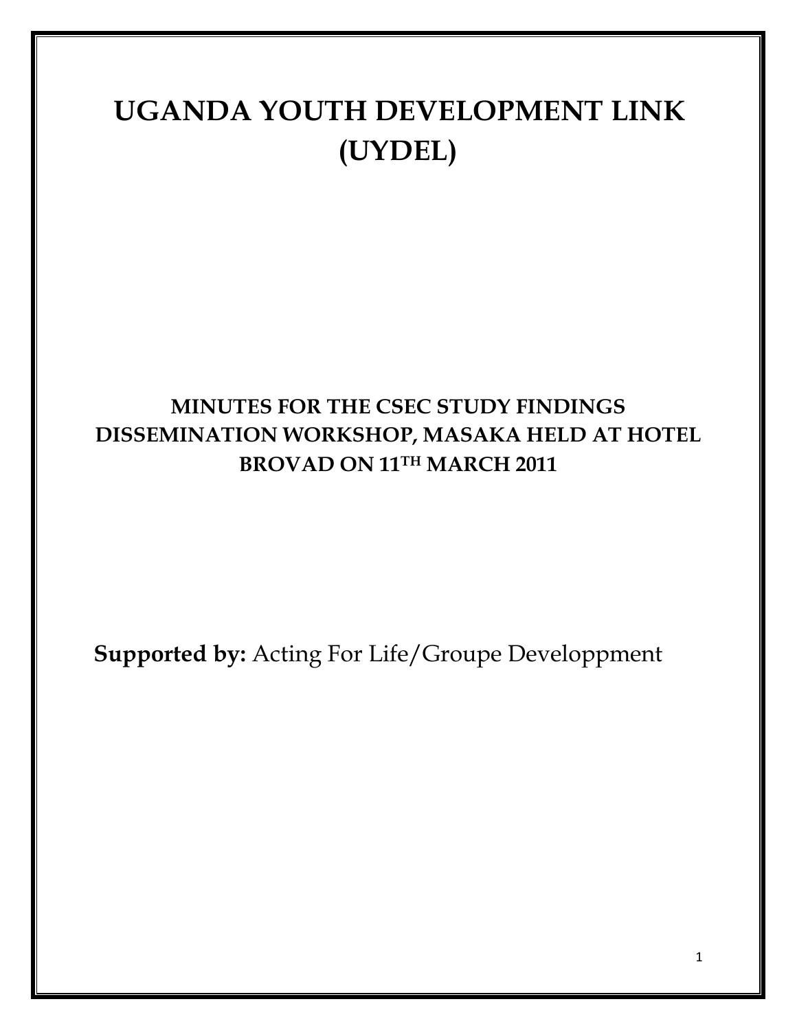# UGANDA YOUTH DEVELOPMENT LINK (UYDEL)

## MINUTES FOR THE CSEC STUDY FINDINGS DISSEMINATION WORKSHOP, MASAKA HELD AT HOTEL BROVAD ON 11TH MARCH 2011

**Supported by:** Acting For Life/Groupe Developpment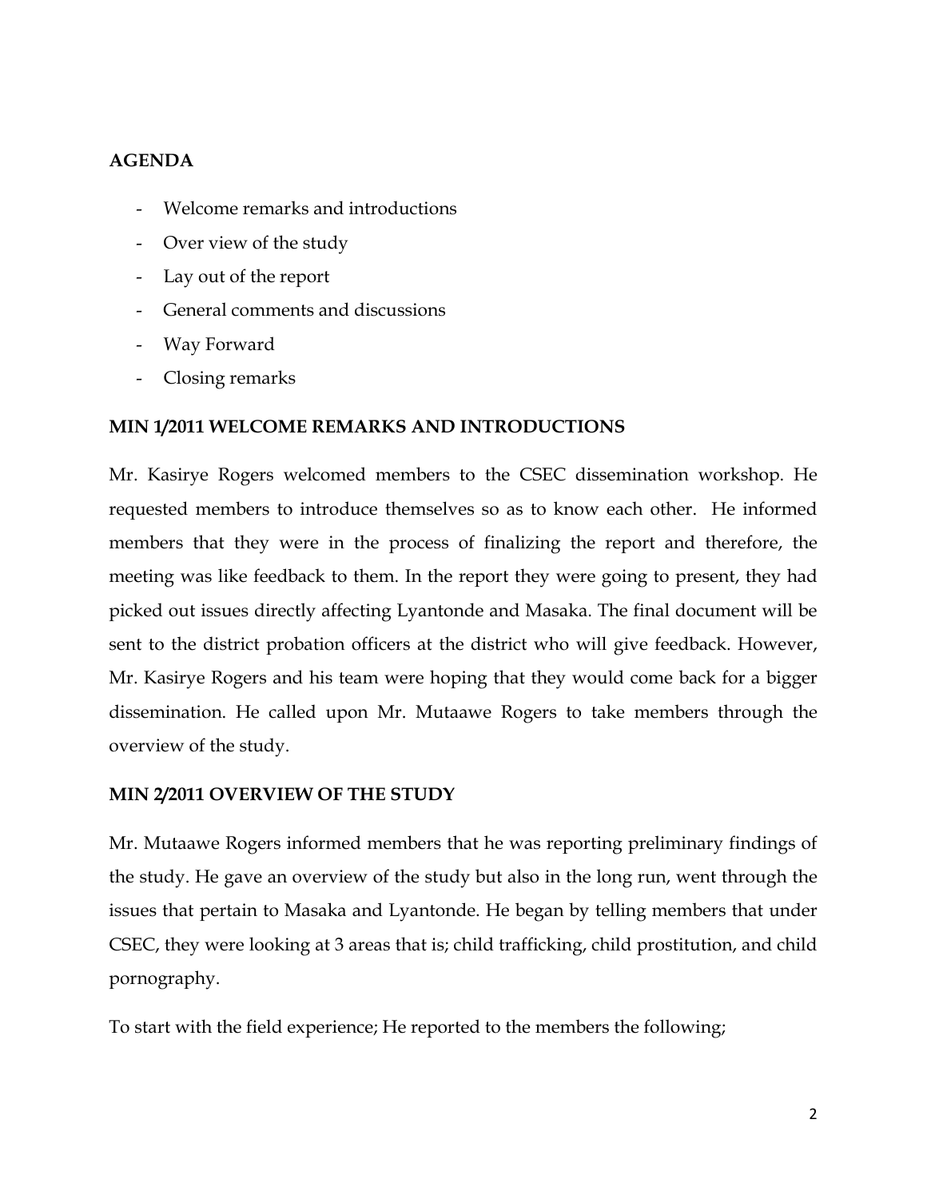## AGENDA

- Welcome remarks and introductions
- Over view of the study
- Lay out of the report
- General comments and discussions
- Way Forward
- Closing remarks

## MIN 1/2011 WELCOME REMARKS AND INTRODUCTIONS

Mr. Kasirye Rogers welcomed members to the CSEC dissemination workshop. He requested members to introduce themselves so as to know each other. He informed members that they were in the process of finalizing the report and therefore, the meeting was like feedback to them. In the report they were going to present, they had picked out issues directly affecting Lyantonde and Masaka. The final document will be sent to the district probation officers at the district who will give feedback. However, Mr. Kasirye Rogers and his team were hoping that they would come back for a bigger dissemination. He called upon Mr. Mutaawe Rogers to take members through the overview of the study.

## MIN 2/2011 OVERVIEW OF THE STUDY

Mr. Mutaawe Rogers informed members that he was reporting preliminary findings of the study. He gave an overview of the study but also in the long run, went through the issues that pertain to Masaka and Lyantonde. He began by telling members that under CSEC, they were looking at 3 areas that is; child trafficking, child prostitution, and child pornography.

To start with the field experience; He reported to the members the following;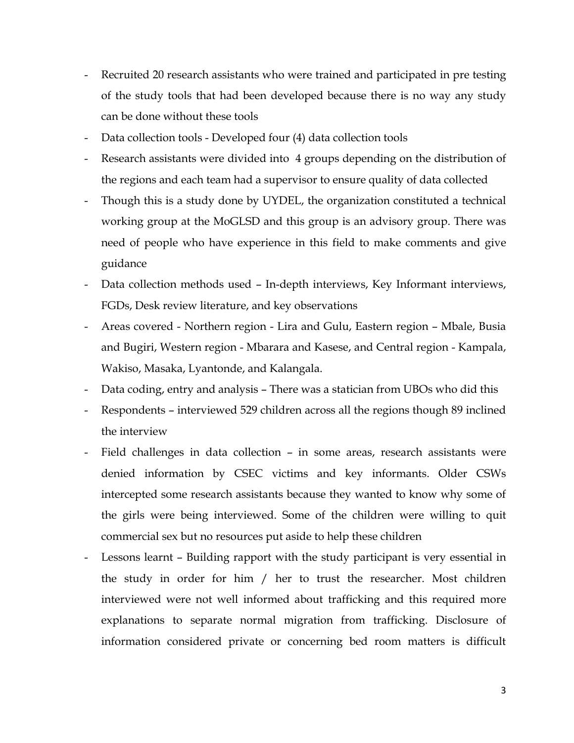- Recruited 20 research assistants who were trained and participated in pre testing of the study tools that had been developed because there is no way any study can be done without these tools
- Data collection tools - Developed four (4) data collection tools
- Research assistants were divided into 4 groups depending on the distribution of the regions and each team had a supervisor to ensure quality of data collected
- Though this is a study done by UYDEL, the organization constituted a technical working group at the MoGLSD and this group is an advisory group. There was need of people who have experience in this field to make comments and give guidance
- Data collection methods used – In-depth interviews, Key Informant interviews, FGDs, Desk review literature, and key observations
- Areas covered - Northern region - Lira and Gulu, Eastern region – Mbale, Busia and Bugiri, Western region - Mbarara and Kasese, and Central region - Kampala, Wakiso, Masaka, Lyantonde, and Kalangala.
- Data coding, entry and analysis – There was a statician from UBOs who did this
- Respondents – interviewed 529 children across all the regions though 89 inclined the interview
- Field challenges in data collection – in some areas, research assistants were denied information by CSEC victims and key informants. Older CSWs intercepted some research assistants because they wanted to know why some of the girls were being interviewed. Some of the children were willing to quit commercial sex but no resources put aside to help these children
- Lessons learnt – Building rapport with the study participant is very essential in the study in order for him / her to trust the researcher. Most children interviewed were not well informed about trafficking and this required more explanations to separate normal migration from trafficking. Disclosure of information considered private or concerning bed room matters is difficult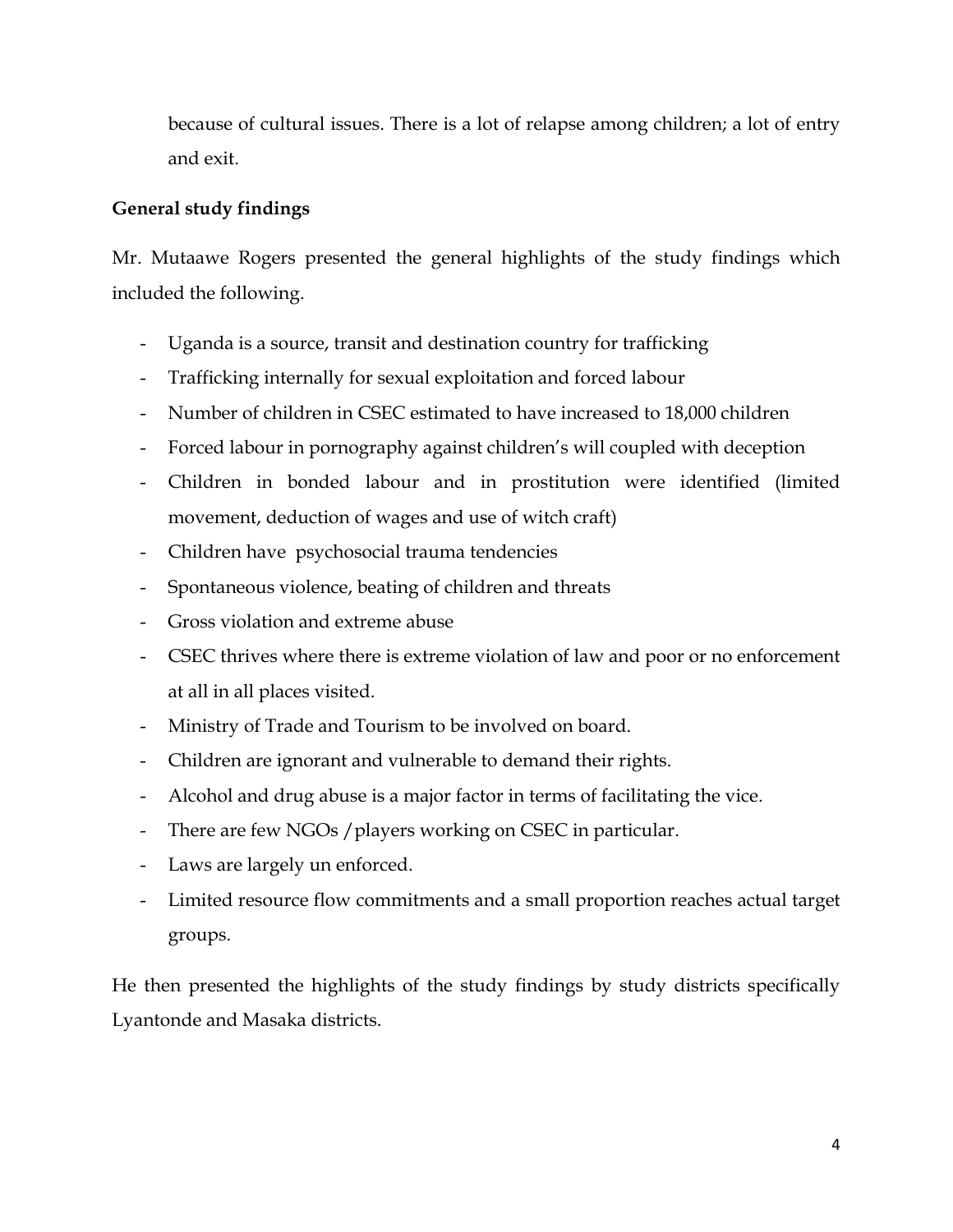because of cultural issues. There is a lot of relapse among children; a lot of entry and exit.

**General study findings**

Mr. Mutaawe Rogers presented the general highlights of the study findings which included the following.

- Uganda is a source, transit and destination country for trafficking
- Trafficking internally for sexual exploitation and forced labour
- Number of children in CSEC estimated to have increased to 18,000 children
- Forced labour in pornography against children's will coupled with deception
- Children in bonded labour and in prostitution were identified (limited movement, deduction of wages and use of witch craft)
- Children have psychosocial trauma tendencies
- Spontaneous violence, beating of children and threats
- Gross violation and extreme abuse
- CSEC thrives where there is extreme violation of law and poor or no enforcement at all in all places visited.
- Ministry of Trade and Tourism to be involved on board.
- Children are ignorant and vulnerable to demand their rights.
- Alcohol and drug abuse is a major factor in terms of facilitating the vice.
- There are few NGOs /players working on CSEC in particular.
- Laws are largely un enforced.
- Limited resource flow commitments and a small proportion reaches actual target groups.

He then presented the highlights of the study findings by study districts specifically Lyantonde and Masaka districts.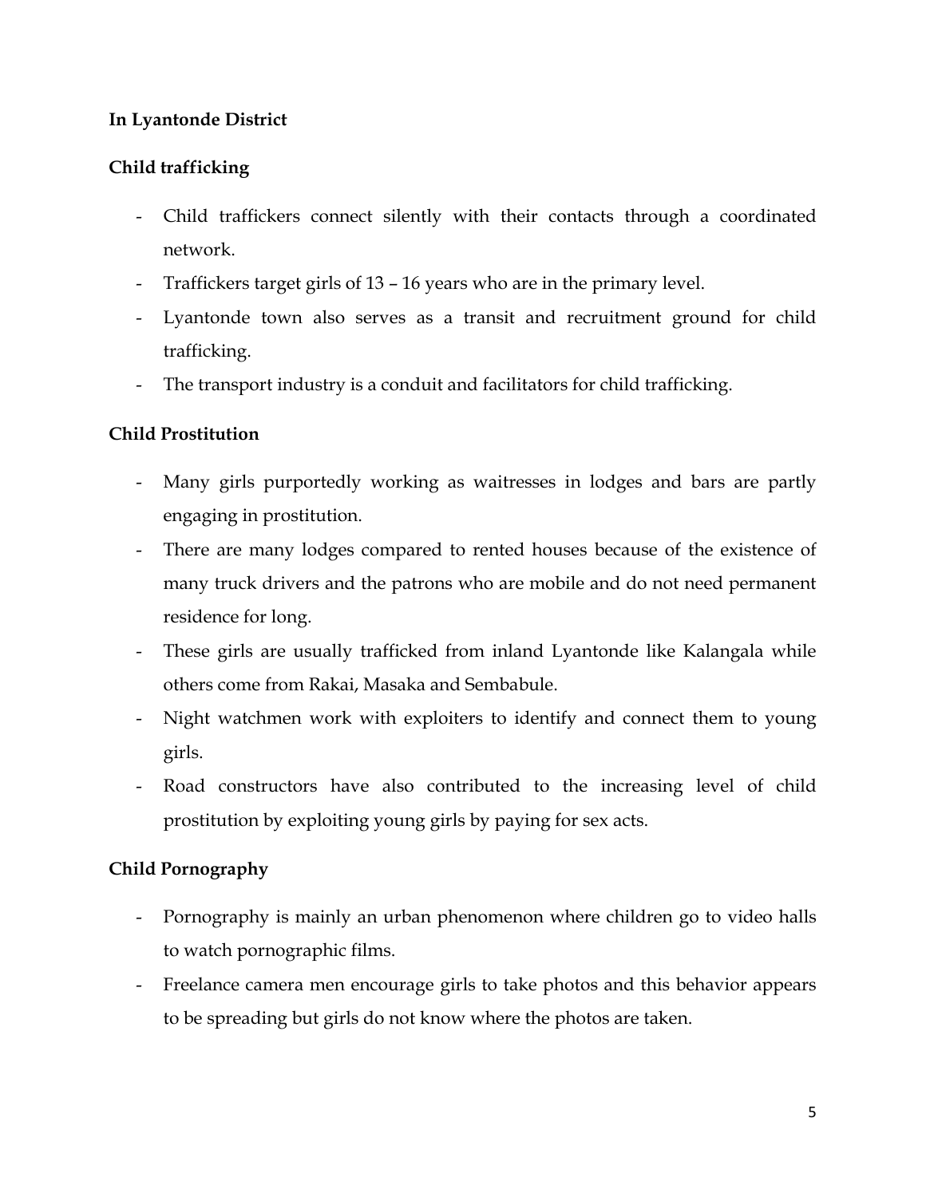**In Lyantonde District**

**Child trafficking**

- Child traffickers connect silently with their contacts through a coordinated network.
- Traffickers target girls of 13 – 16 years who are in the primary level.
- Lyantonde town also serves as a transit and recruitment ground for child trafficking.
- The transport industry is a conduit and facilitators for child trafficking.

**Child Prostitution**

- Many girls purportedly working as waitresses in lodges and bars are partly engaging in prostitution.
- There are many lodges compared to rented houses because of the existence of many truck drivers and the patrons who are mobile and do not need permanent residence for long.
- These girls are usually trafficked from inland Lyantonde like Kalangala while others come from Rakai, Masaka and Sembabule.
- Night watchmen work with exploiters to identify and connect them to young girls.
- Road constructors have also contributed to the increasing level of child prostitution by exploiting young girls by paying for sex acts.

**Child Pornography**

- Pornography is mainly an urban phenomenon where children go to video halls to watch pornographic films.
- Freelance camera men encourage girls to take photos and this behavior appears to be spreading but girls do not know where the photos are taken.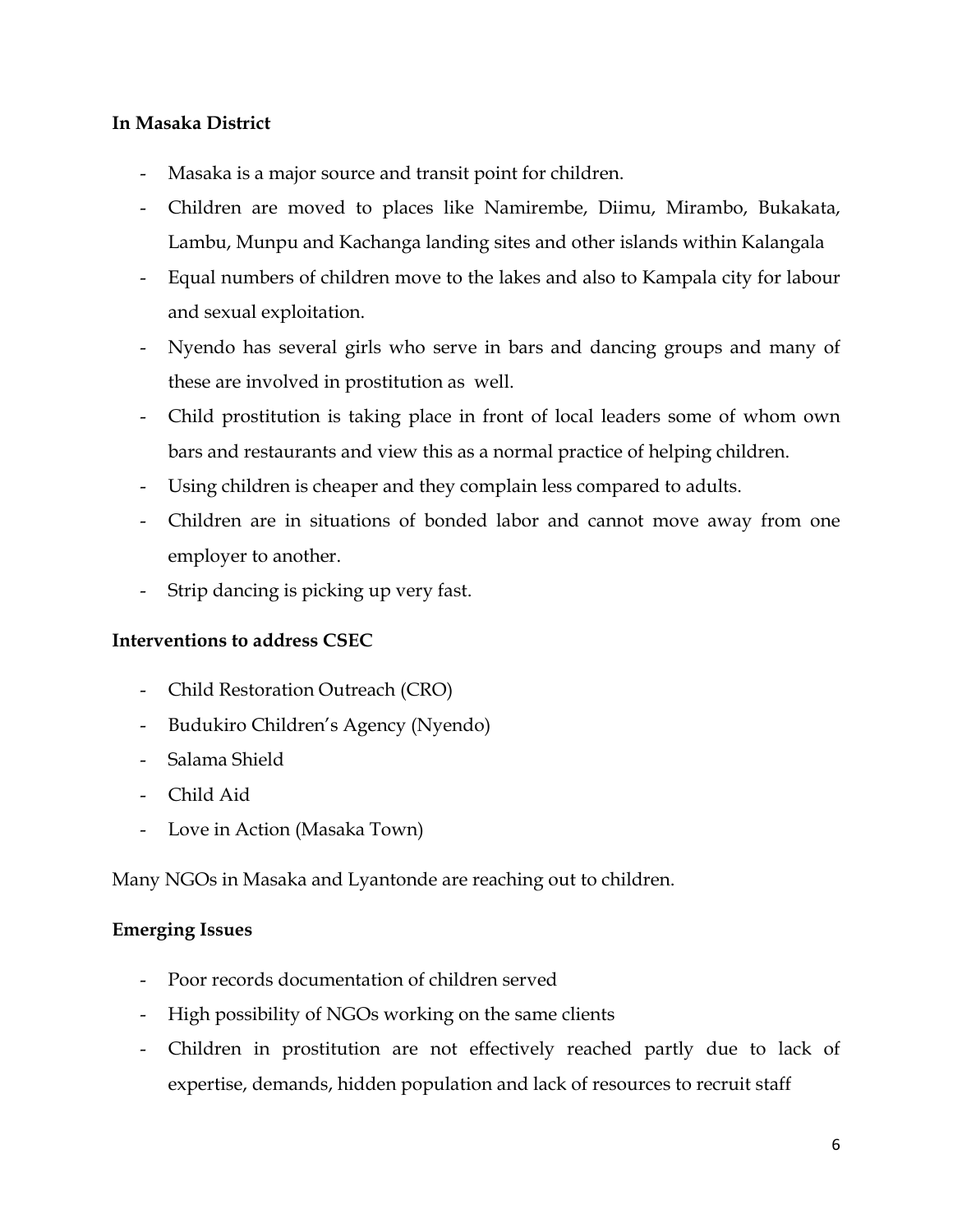**In Masaka District**

- Masaka is a major source and transit point for children.
- Children are moved to places like Namirembe, Diimu, Mirambo, Bukakata, Lambu, Munpu and Kachanga landing sites and other islands within Kalangala
- Equal numbers of children move to the lakes and also to Kampala city for labour and sexual exploitation.
- Nyendo has several girls who serve in bars and dancing groups and many of these are involved in prostitution as well.
- Child prostitution is taking place in front of local leaders some of whom own bars and restaurants and view this as a normal practice of helping children.
- Using children is cheaper and they complain less compared to adults.
- Children are in situations of bonded labor and cannot move away from one employer to another.
- Strip dancing is picking up very fast.

**Interventions to address CSEC**

- Child Restoration Outreach (CRO)
- Budukiro Children's Agency (Nyendo)
- Salama Shield
- Child Aid
- Love in Action (Masaka Town)

Many NGOs in Masaka and Lyantonde are reaching out to children.

**Emerging Issues**

- Poor records documentation of children served
- High possibility of NGOs working on the same clients
- Children in prostitution are not effectively reached partly due to lack of expertise, demands, hidden population and lack of resources to recruit staff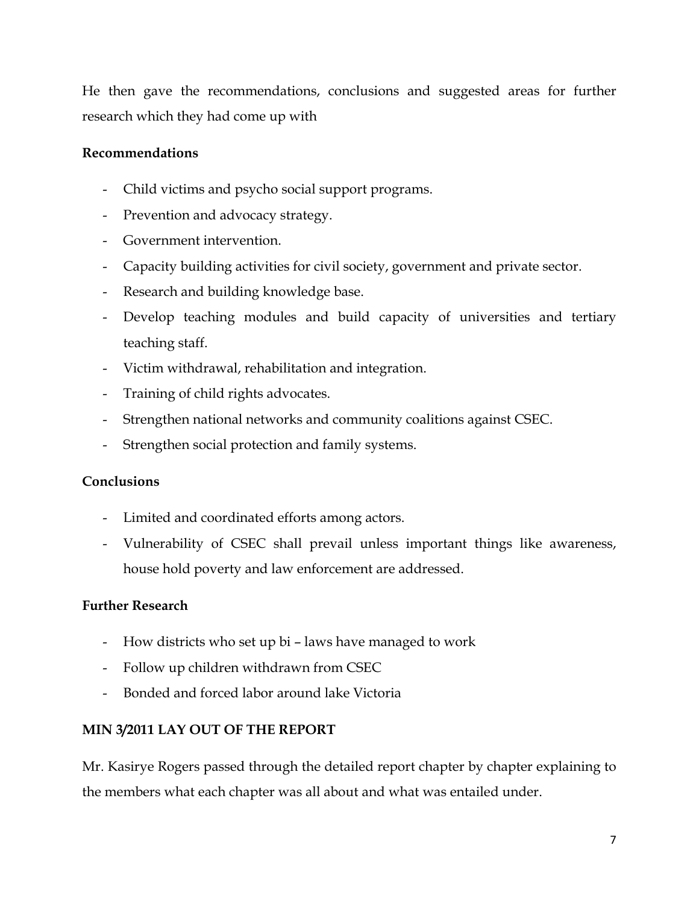He then gave the recommendations, conclusions and suggested areas for further research which they had come up with

**Recommendations**

- Child victims and psycho social support programs.
- Prevention and advocacy strategy.
- Government intervention.
- Capacity building activities for civil society, government and private sector.
- Research and building knowledge base.
- Develop teaching modules and build capacity of universities and tertiary teaching staff.
- Victim withdrawal, rehabilitation and integration.
- Training of child rights advocates.
- Strengthen national networks and community coalitions against CSEC.
- Strengthen social protection and family systems.

**Conclusions**

- Limited and coordinated efforts among actors.
- Vulnerability of CSEC shall prevail unless important things like awareness, house hold poverty and law enforcement are addressed.

**Further Research**

- How districts who set up bi – laws have managed to work
- Follow up children withdrawn from CSEC
- Bonded and forced labor around lake Victoria

**MIN 3/2011 LAY OUT OF THE REPORT**

Mr. Kasirye Rogers passed through the detailed report chapter by chapter explaining to the members what each chapter was all about and what was entailed under.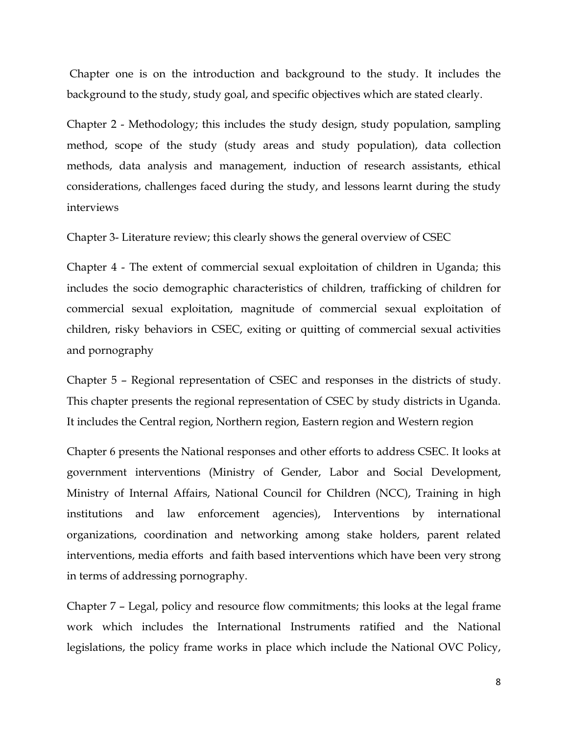Chapter one is on the introduction and background to the study. It includes the background to the study, study goal, and specific objectives which are stated clearly.

Chapter 2 - Methodology; this includes the study design, study population, sampling method, scope of the study (study areas and study population), data collection methods, data analysis and management, induction of research assistants, ethical considerations, challenges faced during the study, and lessons learnt during the study interviews

Chapter 3- Literature review; this clearly shows the general overview of CSEC

Chapter 4 - The extent of commercial sexual exploitation of children in Uganda; this includes the socio demographic characteristics of children, trafficking of children for commercial sexual exploitation, magnitude of commercial sexual exploitation of children, risky behaviors in CSEC, exiting or quitting of commercial sexual activities and pornography

Chapter 5 – Regional representation of CSEC and responses in the districts of study. This chapter presents the regional representation of CSEC by study districts in Uganda. It includes the Central region, Northern region, Eastern region and Western region

Chapter 6 presents the National responses and other efforts to address CSEC. It looks at government interventions (Ministry of Gender, Labor and Social Development, Ministry of Internal Affairs, National Council for Children (NCC), Training in high institutions and law enforcement agencies), Interventions by international organizations, coordination and networking among stake holders, parent related interventions, media efforts and faith based interventions which have been very strong in terms of addressing pornography.

Chapter 7 – Legal, policy and resource flow commitments; this looks at the legal frame work which includes the International Instruments ratified and the National legislations, the policy frame works in place which include the National OVC Policy,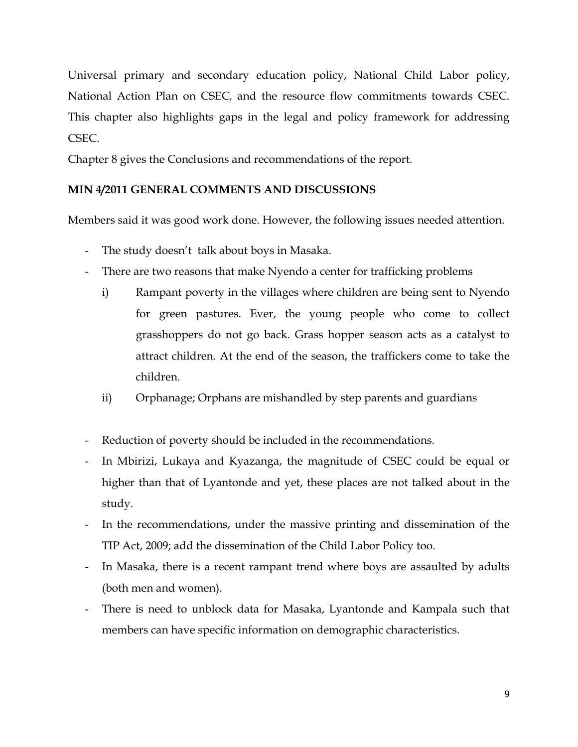Universal primary and secondary education policy, National Child Labor policy, National Action Plan on CSEC, and the resource flow commitments towards CSEC. This chapter also highlights gaps in the legal and policy framework for addressing CSEC.

Chapter 8 gives the Conclusions and recommendations of the report.

**MIN 4/2011 GENERAL COMMENTS AND DISCUSSIONS**

Members said it was good work done. However, the following issues needed attention.

- The study doesn't talk about boys in Masaka.
- There are two reasons that make Nyendo a center for trafficking problems
    - i) Rampant poverty in the villages where children are being sent to Nyendo for green pastures. Ever, the young people who come to collect grasshoppers do not go back. Grass hopper season acts as a catalyst to attract children. At the end of the season, the traffickers come to take the children.
    - ii) Orphanage; Orphans are mishandled by step parents and guardians
- Reduction of poverty should be included in the recommendations.
- In Mbirizi, Lukaya and Kyazanga, the magnitude of CSEC could be equal or higher than that of Lyantonde and yet, these places are not talked about in the study.
- In the recommendations, under the massive printing and dissemination of the TIP Act, 2009; add the dissemination of the Child Labor Policy too.
- In Masaka, there is a recent rampant trend where boys are assaulted by adults (both men and women).
- There is need to unblock data for Masaka, Lyantonde and Kampala such that members can have specific information on demographic characteristics.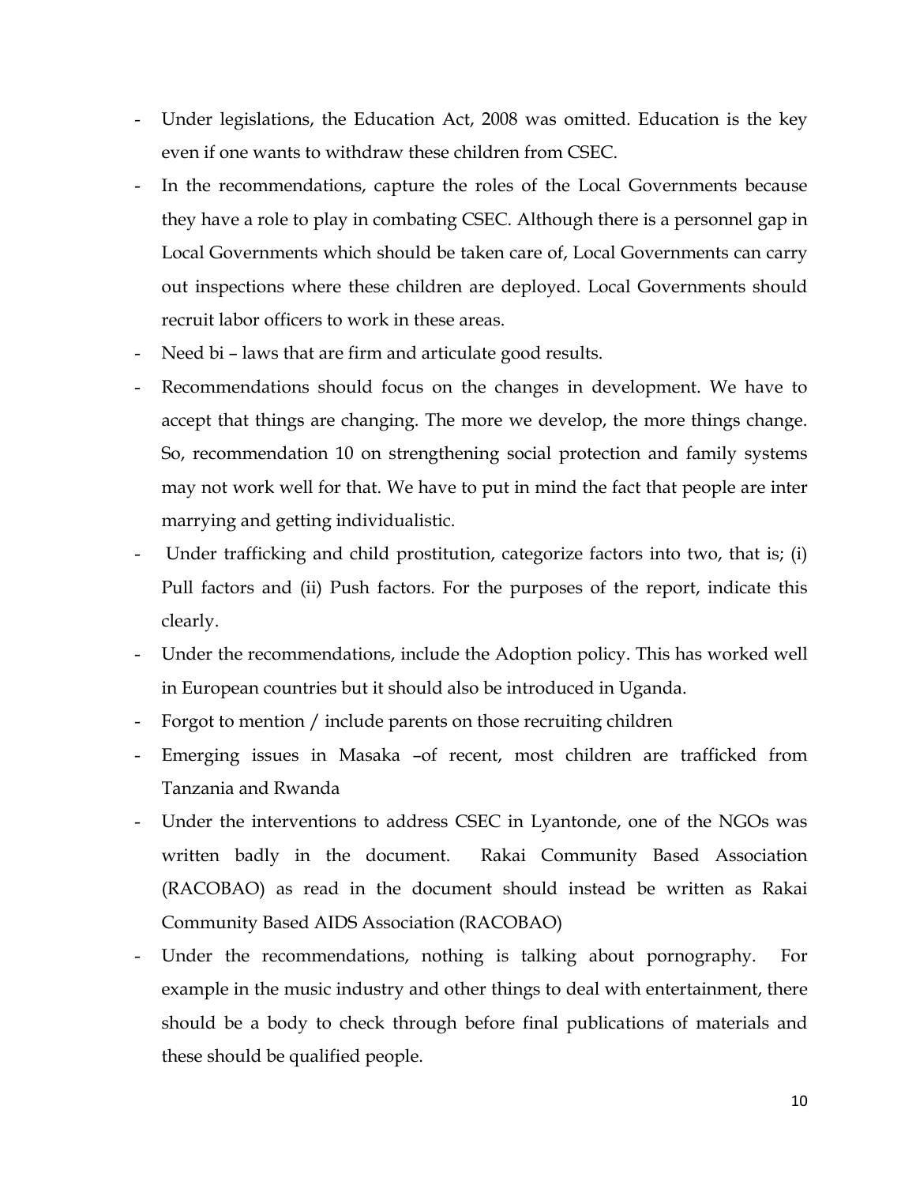- Under legislations, the Education Act, 2008 was omitted. Education is the key even if one wants to withdraw these children from CSEC.
- In the recommendations, capture the roles of the Local Governments because they have a role to play in combating CSEC. Although there is a personnel gap in Local Governments which should be taken care of, Local Governments can carry out inspections where these children are deployed. Local Governments should recruit labor officers to work in these areas.
- Need bi – laws that are firm and articulate good results.
- Recommendations should focus on the changes in development. We have to accept that things are changing. The more we develop, the more things change. So, recommendation 10 on strengthening social protection and family systems may not work well for that. We have to put in mind the fact that people are inter marrying and getting individualistic.
- Under trafficking and child prostitution, categorize factors into two, that is; (i) Pull factors and (ii) Push factors. For the purposes of the report, indicate this clearly.
- Under the recommendations, include the Adoption policy. This has worked well in European countries but it should also be introduced in Uganda.
- Forgot to mention / include parents on those recruiting children
- Emerging issues in Masaka –of recent, most children are trafficked from Tanzania and Rwanda
- Under the interventions to address CSEC in Lyantonde, one of the NGOs was written badly in the document. Rakai Community Based Association (RACOBAO) as read in the document should instead be written as Rakai Community Based AIDS Association (RACOBAO)
- Under the recommendations, nothing is talking about pornography. For example in the music industry and other things to deal with entertainment, there should be a body to check through before final publications of materials and these should be qualified people.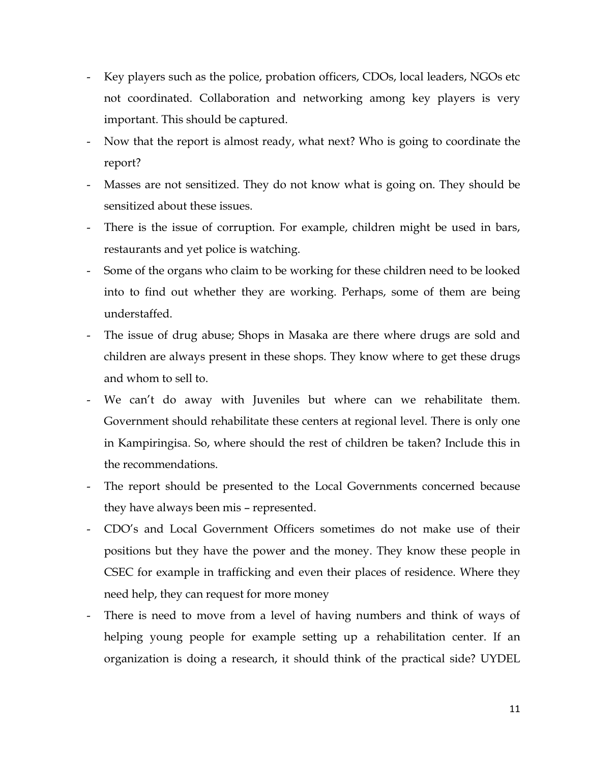- Key players such as the police, probation officers, CDOs, local leaders, NGOs etc not coordinated. Collaboration and networking among key players is very important. This should be captured.
- Now that the report is almost ready, what next? Who is going to coordinate the report?
- Masses are not sensitized. They do not know what is going on. They should be sensitized about these issues.
- There is the issue of corruption. For example, children might be used in bars, restaurants and yet police is watching.
- Some of the organs who claim to be working for these children need to be looked into to find out whether they are working. Perhaps, some of them are being understaffed.
- The issue of drug abuse; Shops in Masaka are there where drugs are sold and children are always present in these shops. They know where to get these drugs and whom to sell to.
- We can't do away with Juveniles but where can we rehabilitate them. Government should rehabilitate these centers at regional level. There is only one in Kampiringisa. So, where should the rest of children be taken? Include this in the recommendations.
- The report should be presented to the Local Governments concerned because they have always been mis – represented.
- CDO's and Local Government Officers sometimes do not make use of their positions but they have the power and the money. They know these people in CSEC for example in trafficking and even their places of residence. Where they need help, they can request for more money
- There is need to move from a level of having numbers and think of ways of helping young people for example setting up a rehabilitation center. If an organization is doing a research, it should think of the practical side? UYDEL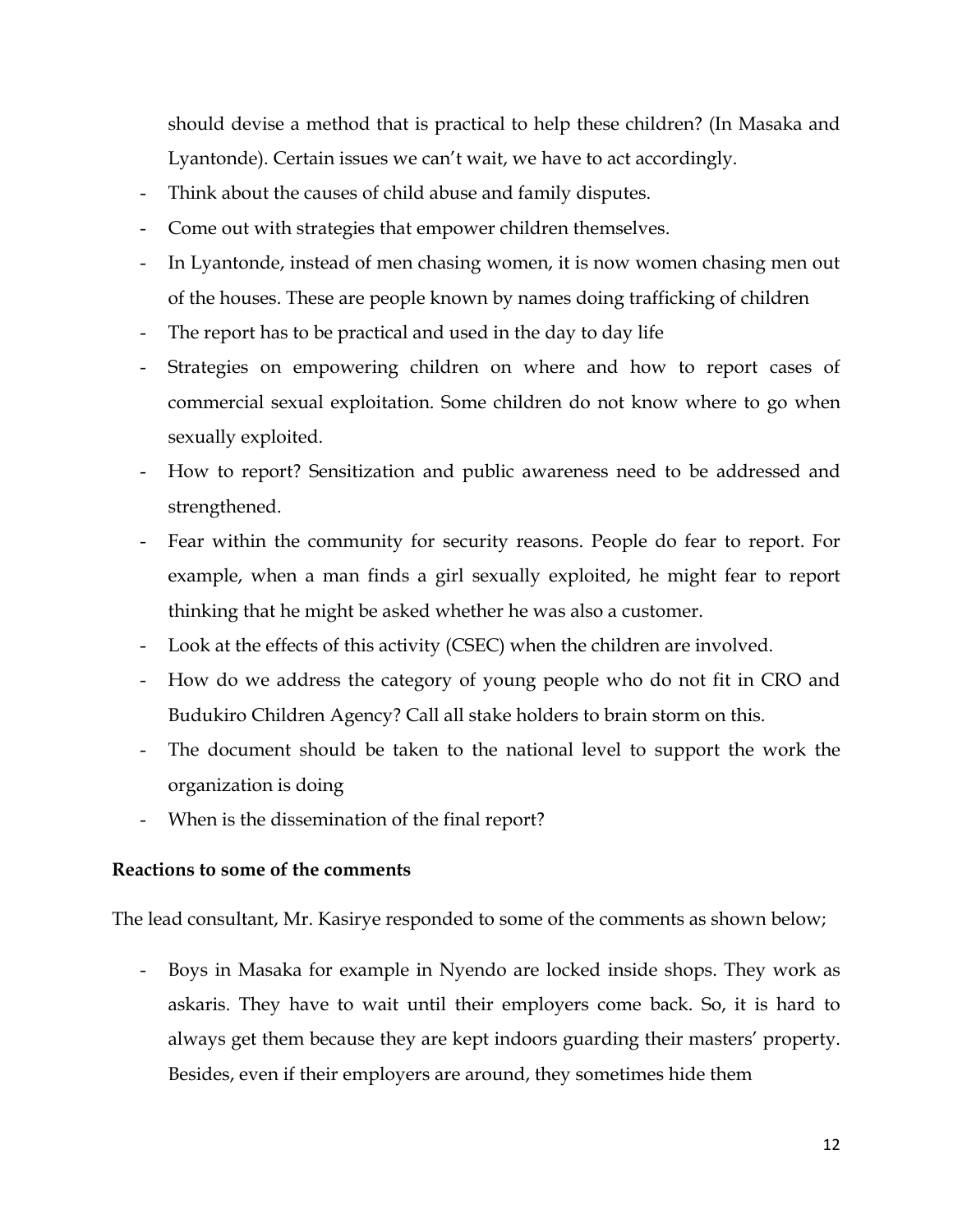should devise a method that is practical to help these children? (In Masaka and Lyantonde). Certain issues we can't wait, we have to act accordingly.

- Think about the causes of child abuse and family disputes.
- Come out with strategies that empower children themselves.
- In Lyantonde, instead of men chasing women, it is now women chasing men out of the houses. These are people known by names doing trafficking of children
- The report has to be practical and used in the day to day life
- Strategies on empowering children on where and how to report cases of commercial sexual exploitation. Some children do not know where to go when sexually exploited.
- How to report? Sensitization and public awareness need to be addressed and strengthened.
- Fear within the community for security reasons. People do fear to report. For example, when a man finds a girl sexually exploited, he might fear to report thinking that he might be asked whether he was also a customer.
- Look at the effects of this activity (CSEC) when the children are involved.
- How do we address the category of young people who do not fit in CRO and Budukiro Children Agency? Call all stake holders to brain storm on this.
- The document should be taken to the national level to support the work the organization is doing
- When is the dissemination of the final report?

**Reactions to some of the comments**

The lead consultant, Mr. Kasirye responded to some of the comments as shown below;

- Boys in Masaka for example in Nyendo are locked inside shops. They work as askaris. They have to wait until their employers come back. So, it is hard to always get them because they are kept indoors guarding their masters' property. Besides, even if their employers are around, they sometimes hide them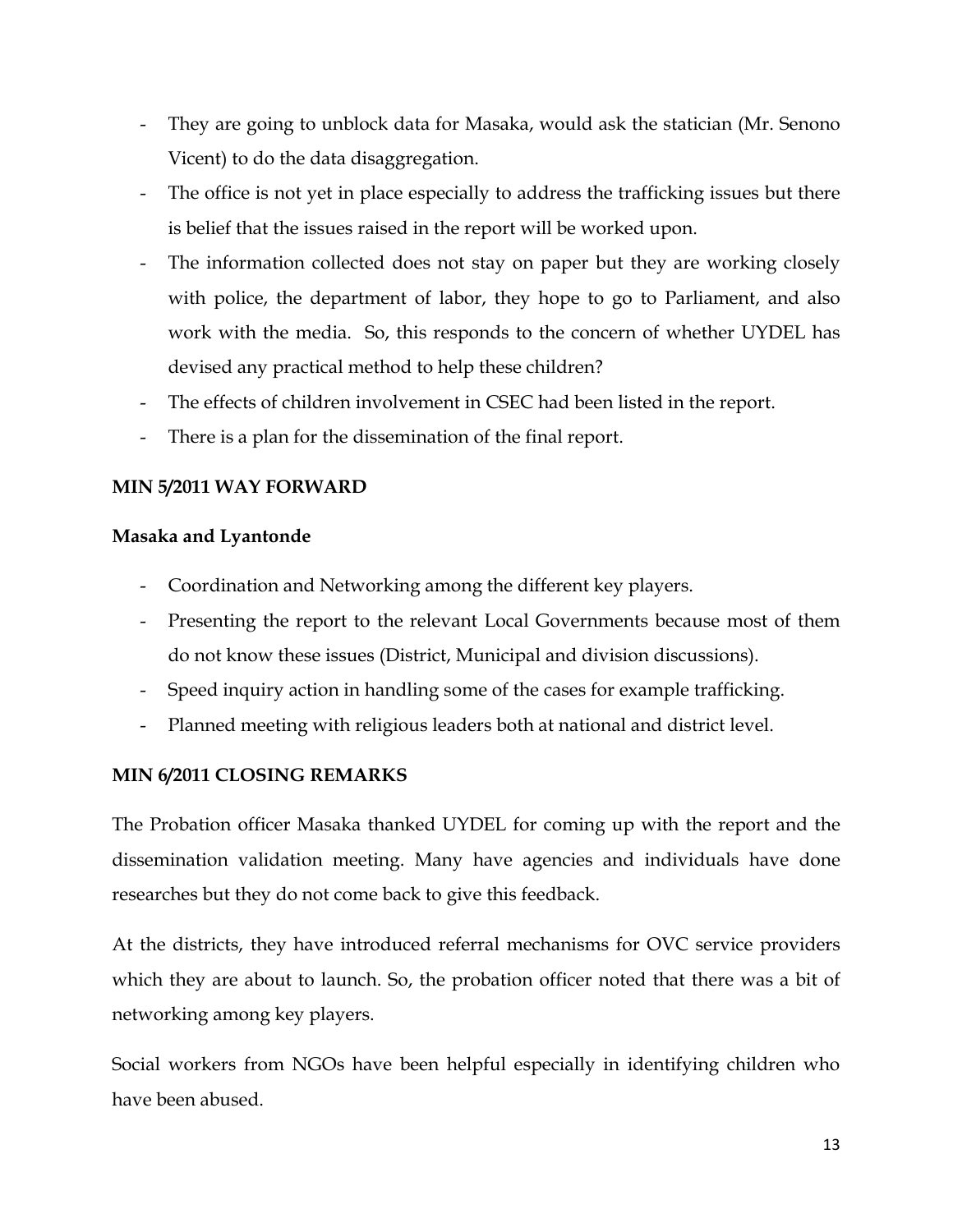- They are going to unblock data for Masaka, would ask the statician (Mr. Senono Vicent) to do the data disaggregation.
- The office is not yet in place especially to address the trafficking issues but there is belief that the issues raised in the report will be worked upon.
- The information collected does not stay on paper but they are working closely with police, the department of labor, they hope to go to Parliament, and also work with the media. So, this responds to the concern of whether UYDEL has devised any practical method to help these children?
- The effects of children involvement in CSEC had been listed in the report.
- There is a plan for the dissemination of the final report.

**MIN 5/2011 WAY FORWARD**

**Masaka and Lyantonde**

- Coordination and Networking among the different key players.
- Presenting the report to the relevant Local Governments because most of them do not know these issues (District, Municipal and division discussions).
- Speed inquiry action in handling some of the cases for example trafficking.
- Planned meeting with religious leaders both at national and district level.

**MIN 6/2011 CLOSING REMARKS**

The Probation officer Masaka thanked UYDEL for coming up with the report and the dissemination validation meeting. Many have agencies and individuals have done researches but they do not come back to give this feedback.

At the districts, they have introduced referral mechanisms for OVC service providers which they are about to launch. So, the probation officer noted that there was a bit of networking among key players.

Social workers from NGOs have been helpful especially in identifying children who have been abused.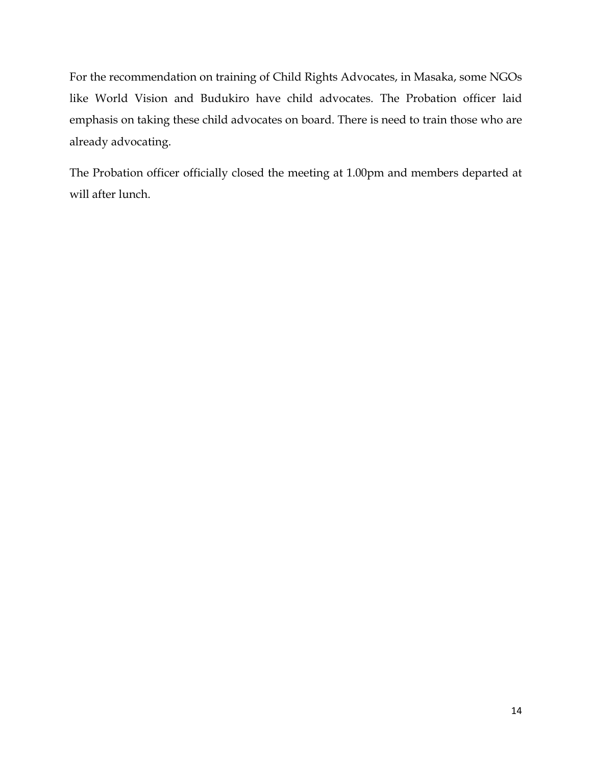For the recommendation on training of Child Rights Advocates, in Masaka, some NGOs like World Vision and Budukiro have child advocates. The Probation officer laid emphasis on taking these child advocates on board. There is need to train those who are already advocating.

The Probation officer officially closed the meeting at 1.00pm and members departed at will after lunch.